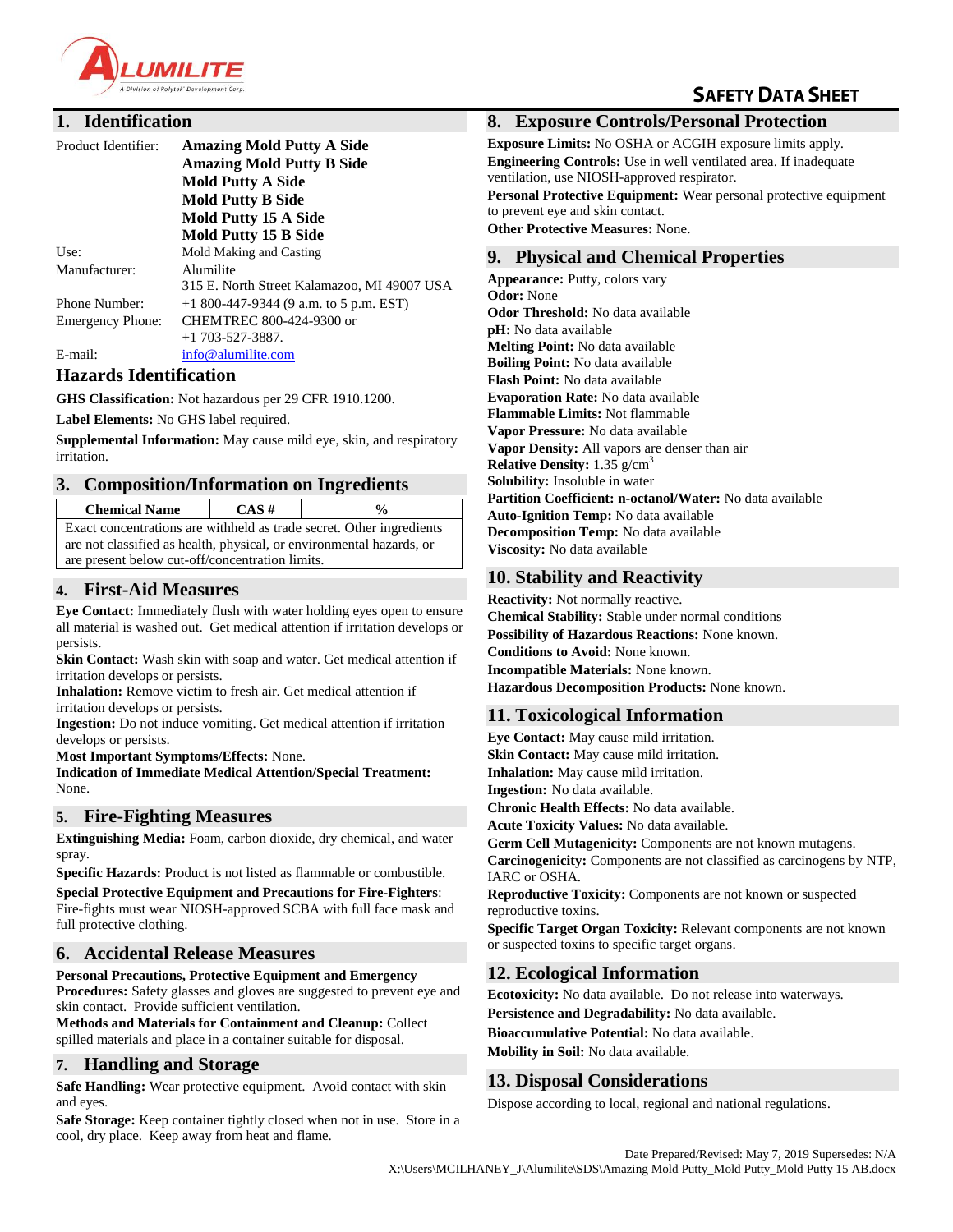# SAFETY DATA SHEET

## 1. Identification

Product Identifier: **Amazing Mold Putty A Side**
**Amazing Mold Putty B Side**
**Mold Putty A Side**
**Mold Putty B Side**
**Mold Putty 15 A Side**
**Mold Putty 15 B Side**

Use: Mold Making and Casting

Manufacturer: Alumilite
315 E. North Street Kalamazoo, MI 49007 USA

Phone Number: +1 800-447-9344 (9 a.m. to 5 p.m. EST)

Emergency Phone: CHEMTREC 800-424-9300 or +1 703-527-3887.

E-mail: info@alumilite.com

## Hazards Identification

**GHS Classification:** Not hazardous per 29 CFR 1910.1200.

**Label Elements:** No GHS label required.

**Supplemental Information:** May cause mild eye, skin, and respiratory irritation.

## 3. Composition/Information on Ingredients

| Chemical Name | CAS # | % |
|---|---|---|
| Exact concentrations are withheld as trade secret. Other ingredients are not classified as health, physical, or environmental hazards, or are present below cut-off/concentration limits. | | |

## 4. First-Aid Measures

**Eye Contact:** Immediately flush with water holding eyes open to ensure all material is washed out. Get medical attention if irritation develops or persists.
**Skin Contact:** Wash skin with soap and water. Get medical attention if irritation develops or persists.
**Inhalation:** Remove victim to fresh air. Get medical attention if irritation develops or persists.
**Ingestion:** Do not induce vomiting. Get medical attention if irritation develops or persists.
**Most Important Symptoms/Effects:** None.
**Indication of Immediate Medical Attention/Special Treatment:** None.

## 5. Fire-Fighting Measures

**Extinguishing Media:** Foam, carbon dioxide, dry chemical, and water spray.

**Specific Hazards:** Product is not listed as flammable or combustible.

**Special Protective Equipment and Precautions for Fire-Fighters**: Fire-fights must wear NIOSH-approved SCBA with full face mask and full protective clothing.

## 6. Accidental Release Measures

**Personal Precautions, Protective Equipment and Emergency Procedures:** Safety glasses and gloves are suggested to prevent eye and skin contact. Provide sufficient ventilation.
**Methods and Materials for Containment and Cleanup:** Collect spilled materials and place in a container suitable for disposal.

## 7. Handling and Storage

**Safe Handling:** Wear protective equipment. Avoid contact with skin and eyes.

**Safe Storage:** Keep container tightly closed when not in use. Store in a cool, dry place. Keep away from heat and flame.

## 8. Exposure Controls/Personal Protection

**Exposure Limits:** No OSHA or ACGIH exposure limits apply.
**Engineering Controls:** Use in well ventilated area. If inadequate ventilation, use NIOSH-approved respirator.
**Personal Protective Equipment:** Wear personal protective equipment to prevent eye and skin contact.
**Other Protective Measures:** None.

## 9. Physical and Chemical Properties

**Appearance:** Putty, colors vary
**Odor:** None
**Odor Threshold:** No data available
**pH:** No data available
**Melting Point:** No data available
**Boiling Point:** No data available
**Flash Point:** No data available
**Evaporation Rate:** No data available
**Flammable Limits:** Not flammable
**Vapor Pressure:** No data available
**Vapor Density:** All vapors are denser than air
**Relative Density:** 1.35 g/cm$^3$
**Solubility:** Insoluble in water
**Partition Coefficient: n-octanol/Water:** No data available
**Auto-Ignition Temp:** No data available
**Decomposition Temp:** No data available
**Viscosity:** No data available

## 10. Stability and Reactivity

**Reactivity:** Not normally reactive.
**Chemical Stability:** Stable under normal conditions
**Possibility of Hazardous Reactions:** None known.
**Conditions to Avoid:** None known.
**Incompatible Materials:** None known.
**Hazardous Decomposition Products:** None known.

## 11. Toxicological Information

**Eye Contact:** May cause mild irritation.
**Skin Contact:** May cause mild irritation.
**Inhalation:** May cause mild irritation.
**Ingestion:** No data available.
**Chronic Health Effects:** No data available.
**Acute Toxicity Values:** No data available.
**Germ Cell Mutagenicity:** Components are not known mutagens.
**Carcinogenicity:** Components are not classified as carcinogens by NTP, IARC or OSHA.
**Reproductive Toxicity:** Components are not known or suspected reproductive toxins.
**Specific Target Organ Toxicity:** Relevant components are not known or suspected toxins to specific target organs.

## 12. Ecological Information

**Ecotoxicity:** No data available. Do not release into waterways.
**Persistence and Degradability:** No data available.
**Bioaccumulative Potential:** No data available.
**Mobility in Soil:** No data available.

## 13. Disposal Considerations

Dispose according to local, regional and national regulations.

Date Prepared/Revised: May 7, 2019 Supersedes: N/A
X:\Users\MCILHANEY_J\Alumilite\SDS\Amazing Mold Putty_Mold Putty_Mold Putty 15 AB.docx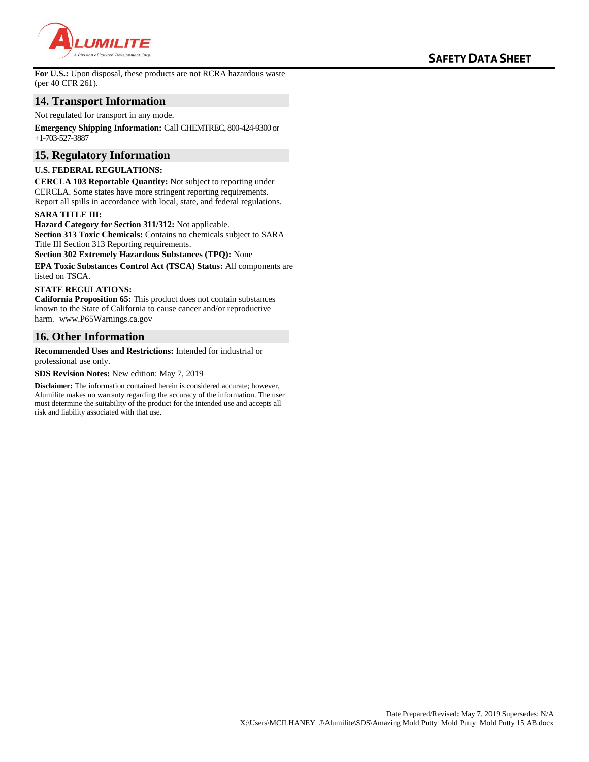**For U.S.:** Upon disposal, these products are not RCRA hazardous waste (per 40 CFR 261).

## 14. Transport Information

Not regulated for transport in any mode.

**Emergency Shipping Information:** Call CHEMTREC, 800-424-9300 or +1-703-527-3887

## 15. Regulatory Information

**U.S. FEDERAL REGULATIONS:**

**CERCLA 103 Reportable Quantity:** Not subject to reporting under CERCLA. Some states have more stringent reporting requirements. Report all spills in accordance with local, state, and federal regulations.

**SARA TITLE III:**

**Hazard Category for Section 311/312:** Not applicable.
**Section 313 Toxic Chemicals:** Contains no chemicals subject to SARA Title III Section 313 Reporting requirements.
**Section 302 Extremely Hazardous Substances (TPQ):** None

**EPA Toxic Substances Control Act (TSCA) Status:** All components are listed on TSCA.

**STATE REGULATIONS:**
**California Proposition 65:** This product does not contain substances known to the State of California to cause cancer and/or reproductive harm. www.P65Warnings.ca.gov

## 16. Other Information

**Recommended Uses and Restrictions:** Intended for industrial or professional use only.

**SDS Revision Notes:** New edition: May 7, 2019

**Disclaimer:** The information contained herein is considered accurate; however, Alumilite makes no warranty regarding the accuracy of the information. The user must determine the suitability of the product for the intended use and accepts all risk and liability associated with that use.